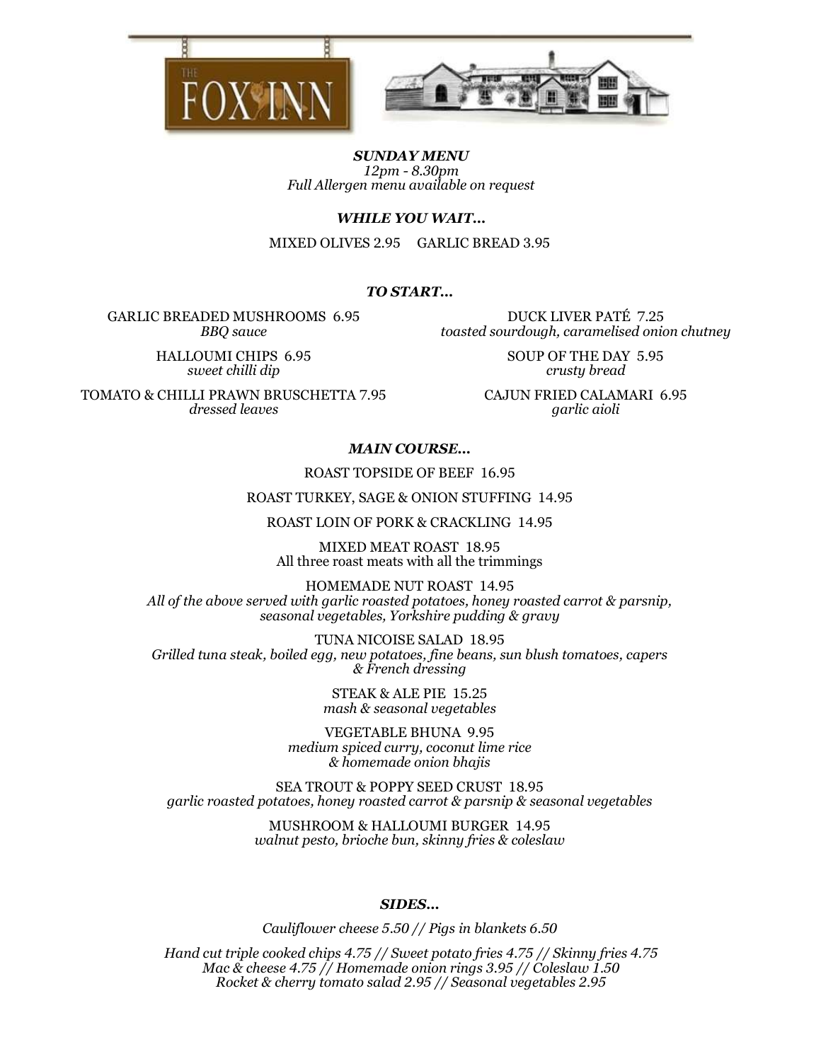# THE FOX INN

***SUNDAY MENU***

*12pm - 8.30pm*

*Full Allergen menu available on request*

## *WHILE YOU WAIT...*

MIXED OLIVES 2.95 GARLIC BREAD 3.95

## *TO START...*

GARLIC BREADED MUSHROOMS 6.95
*BBQ sauce*

HALLOUMI CHIPS 6.95
*sweet chilli dip*

TOMATO & CHILLI PRAWN BRUSCHETTA 7.95
*dressed leaves*

DUCK LIVER PATÉ 7.25
*toasted sourdough, caramelised onion chutney*

SOUP OF THE DAY 5.95
*crusty bread*

CAJUN FRIED CALAMARI 6.95
*garlic aioli*

## *MAIN COURSE...*

ROAST TOPSIDE OF BEEF 16.95

ROAST TURKEY, SAGE & ONION STUFFING 14.95

ROAST LOIN OF PORK & CRACKLING 14.95

MIXED MEAT ROAST 18.95
All three roast meats with all the trimmings

HOMEMADE NUT ROAST 14.95
*All of the above served with garlic roasted potatoes, honey roasted carrot & parsnip, seasonal vegetables, Yorkshire pudding & gravy*

TUNA NICOISE SALAD 18.95
*Grilled tuna steak, boiled egg, new potatoes, fine beans, sun blush tomatoes, capers & French dressing*

STEAK & ALE PIE 15.25
*mash & seasonal vegetables*

VEGETABLE BHUNA 9.95
*medium spiced curry, coconut lime rice & homemade onion bhajis*

SEA TROUT & POPPY SEED CRUST 18.95
*garlic roasted potatoes, honey roasted carrot & parsnip & seasonal vegetables*

MUSHROOM & HALLOUMI BURGER 14.95
*walnut pesto, brioche bun, skinny fries & coleslaw*

## *SIDES...*

*Cauliflower cheese 5.50 // Pigs in blankets 6.50*

*Hand cut triple cooked chips 4.75 // Sweet potato fries 4.75 // Skinny fries 4.75*
*Mac & cheese 4.75 // Homemade onion rings 3.95 // Coleslaw 1.50*
*Rocket & cherry tomato salad 2.95 // Seasonal vegetables 2.95*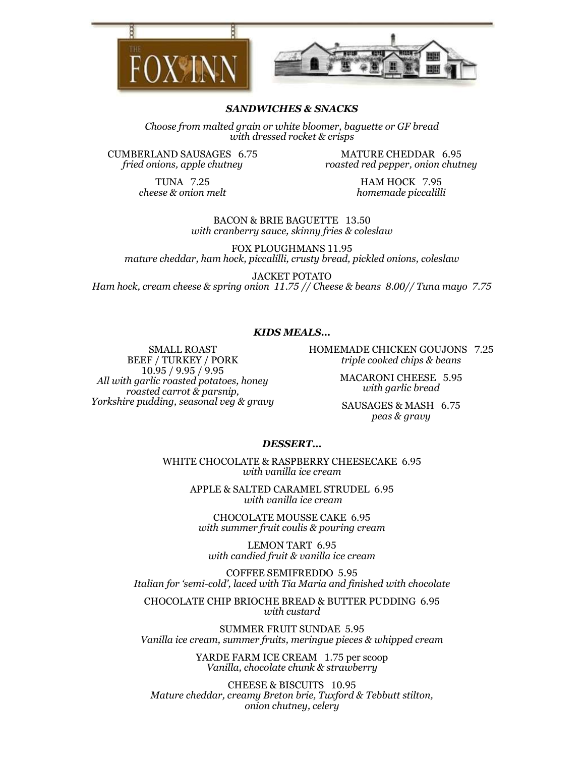THE FOX INN

### *SANDWICHES & SNACKS*

*Choose from malted grain or white bloomer, baguette or GF bread with dressed rocket & crisps*

CUMBERLAND SAUSAGES 6.75
*fried onions, apple chutney*

TUNA 7.25
*cheese & onion melt*

MATURE CHEDDAR 6.95
*roasted red pepper, onion chutney*

HAM HOCK 7.95
*homemade piccalilli*

BACON & BRIE BAGUETTE 13.50
*with cranberry sauce, skinny fries & coleslaw*

FOX PLOUGHMANS 11.95
*mature cheddar, ham hock, piccalilli, crusty bread, pickled onions, coleslaw*

JACKET POTATO
*Ham hock, cream cheese & spring onion 11.75 // Cheese & beans 8.00// Tuna mayo 7.75*

### *KIDS MEALS…*

SMALL ROAST
BEEF / TURKEY / PORK
10.95 / 9.95 / 9.95
*All with garlic roasted potatoes, honey roasted carrot & parsnip, Yorkshire pudding, seasonal veg & gravy*

HOMEMADE CHICKEN GOUJONS 7.25
*triple cooked chips & beans*

MACARONI CHEESE 5.95
*with garlic bread*

SAUSAGES & MASH 6.75
*peas & gravy*

### *DESSERT…*

WHITE CHOCOLATE & RASPBERRY CHEESECAKE 6.95
*with vanilla ice cream*

APPLE & SALTED CARAMEL STRUDEL 6.95
*with vanilla ice cream*

CHOCOLATE MOUSSE CAKE 6.95
*with summer fruit coulis & pouring cream*

LEMON TART 6.95
*with candied fruit & vanilla ice cream*

COFFEE SEMIFREDDO 5.95
*Italian for 'semi-cold', laced with Tia Maria and finished with chocolate*

CHOCOLATE CHIP BRIOCHE BREAD & BUTTER PUDDING 6.95
*with custard*

SUMMER FRUIT SUNDAE 5.95
*Vanilla ice cream, summer fruits, meringue pieces & whipped cream*

YARDE FARM ICE CREAM 1.75 per scoop
*Vanilla, chocolate chunk & strawberry*

CHEESE & BISCUITS 10.95
*Mature cheddar, creamy Breton brie, Tuxford & Tebbutt stilton, onion chutney, celery*